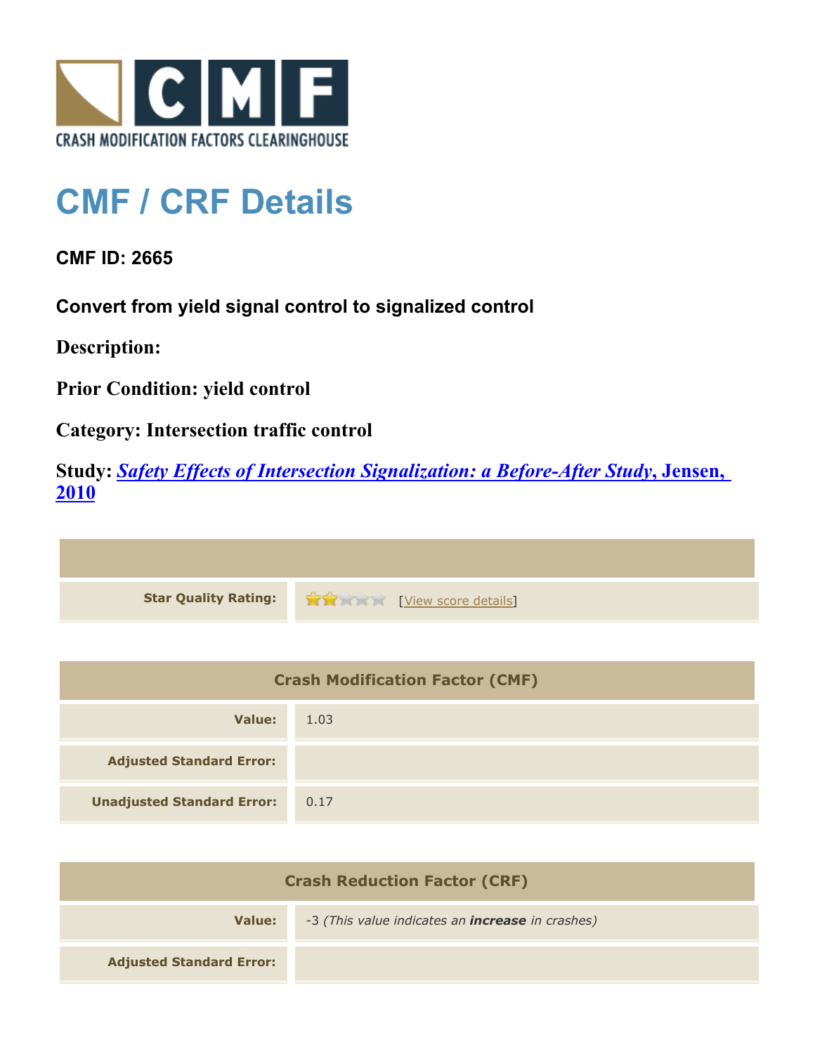CRASH MODIFICATION FACTORS CLEARINGHOUSE

# CMF / CRF Details

## CMF ID: 2665

### Convert from yield signal control to signalized control

**Description:**

**Prior Condition: yield control**

**Category: Intersection traffic control**

**Study:** ***Safety Effects of Intersection Signalization: a Before-After Study*, Jensen, 2010**

| | |
|---|---|
| **Star Quality Rating:** | 2 of 5 stars [View score details] |

| Crash Modification Factor (CMF) | |
|---|---|
| **Value:** | 1.03 |
| **Adjusted Standard Error:** | |
| **Unadjusted Standard Error:** | 0.17 |

| Crash Reduction Factor (CRF) | |
|---|---|
| **Value:** | -3 *(This value indicates an **increase** in crashes)* |
| **Adjusted Standard Error:** | |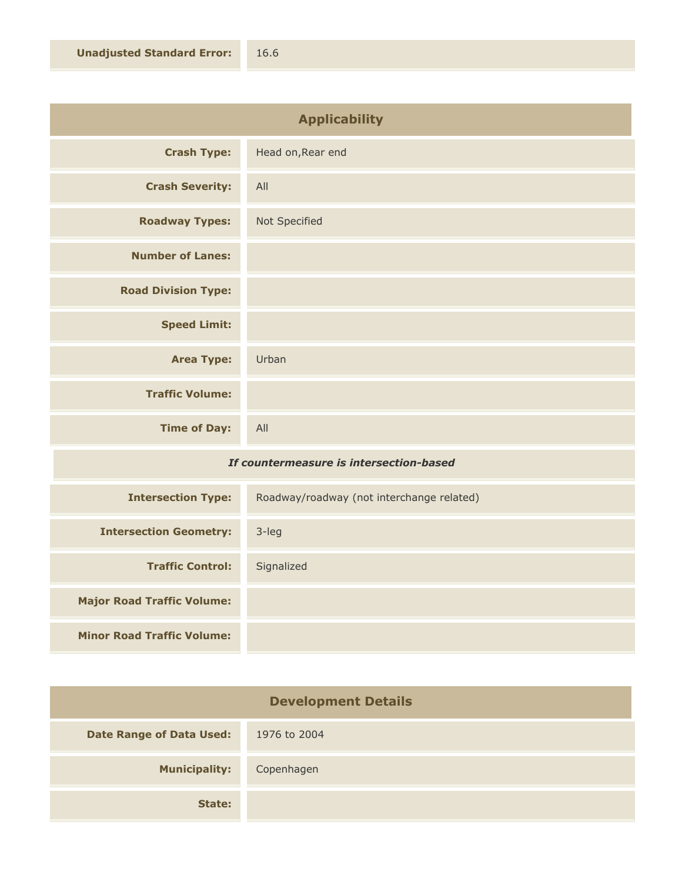| | |
|---|---|
| **Unadjusted Standard Error:** | 16.6 |

## Applicability

| | |
|---|---|
| **Crash Type:** | Head on,Rear end |
| **Crash Severity:** | All |
| **Roadway Types:** | Not Specified |
| **Number of Lanes:** | |
| **Road Division Type:** | |
| **Speed Limit:** | |
| **Area Type:** | Urban |
| **Traffic Volume:** | |
| **Time of Day:** | All |
| ***If countermeasure is intersection-based*** | |
| **Intersection Type:** | Roadway/roadway (not interchange related) |
| **Intersection Geometry:** | 3-leg |
| **Traffic Control:** | Signalized |
| **Major Road Traffic Volume:** | |
| **Minor Road Traffic Volume:** | |

## Development Details

| | |
|---|---|
| **Date Range of Data Used:** | 1976 to 2004 |
| **Municipality:** | Copenhagen |
| **State:** | |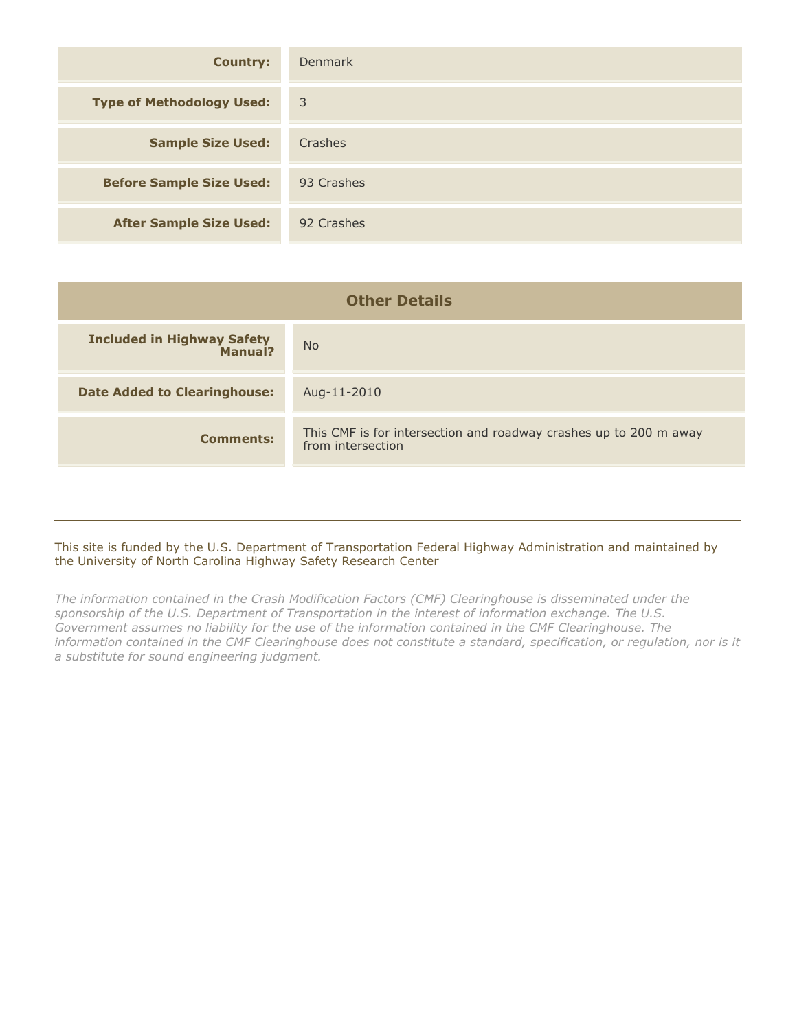| | |
|---|---|
| **Country:** | Denmark |
| **Type of Methodology Used:** | 3 |
| **Sample Size Used:** | Crashes |
| **Before Sample Size Used:** | 93 Crashes |
| **After Sample Size Used:** | 92 Crashes |

## Other Details

| | |
|---|---|
| **Included in Highway Safety Manual?** | No |
| **Date Added to Clearinghouse:** | Aug-11-2010 |
| **Comments:** | This CMF is for intersection and roadway crashes up to 200 m away from intersection |

---

This site is funded by the U.S. Department of Transportation Federal Highway Administration and maintained by the University of North Carolina Highway Safety Research Center

*The information contained in the Crash Modification Factors (CMF) Clearinghouse is disseminated under the sponsorship of the U.S. Department of Transportation in the interest of information exchange. The U.S. Government assumes no liability for the use of the information contained in the CMF Clearinghouse. The information contained in the CMF Clearinghouse does not constitute a standard, specification, or regulation, nor is it a substitute for sound engineering judgment.*